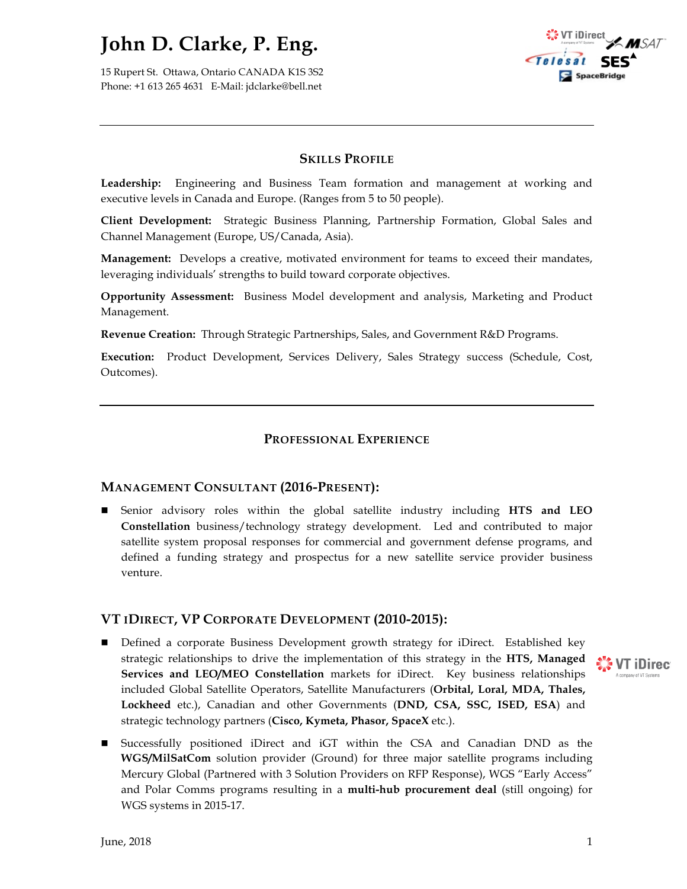# John D. Clarke, P. Eng.

15 Rupert St. Ottawa, Ontario CANADA K1S 3S2
Phone: +1 613 265 4631 E-Mail: jdclarke@bell.net

---

## Skills Profile

**Leadership:** Engineering and Business Team formation and management at working and executive levels in Canada and Europe. (Ranges from 5 to 50 people).

**Client Development:** Strategic Business Planning, Partnership Formation, Global Sales and Channel Management (Europe, US/Canada, Asia).

**Management:** Develops a creative, motivated environment for teams to exceed their mandates, leveraging individuals' strengths to build toward corporate objectives.

**Opportunity Assessment:** Business Model development and analysis, Marketing and Product Management.

**Revenue Creation:** Through Strategic Partnerships, Sales, and Government R&D Programs.

**Execution:** Product Development, Services Delivery, Sales Strategy success (Schedule, Cost, Outcomes).

---

## Professional Experience

### Management Consultant (2016-Present):

- Senior advisory roles within the global satellite industry including **HTS and LEO Constellation** business/technology strategy development. Led and contributed to major satellite system proposal responses for commercial and government defense programs, and defined a funding strategy and prospectus for a new satellite service provider business venture.

### VT iDirect, VP Corporate Development (2010-2015):

- Defined a corporate Business Development growth strategy for iDirect. Established key strategic relationships to drive the implementation of this strategy in the **HTS, Managed Services and LEO/MEO Constellation** markets for iDirect. Key business relationships included Global Satellite Operators, Satellite Manufacturers (**Orbital, Loral, MDA, Thales, Lockheed** etc.), Canadian and other Governments (**DND, CSA, SSC, ISED, ESA**) and strategic technology partners (**Cisco, Kymeta, Phasor, SpaceX** etc.).
- Successfully positioned iDirect and iGT within the CSA and Canadian DND as the **WGS/MilSatCom** solution provider (Ground) for three major satellite programs including Mercury Global (Partnered with 3 Solution Providers on RFP Response), WGS "Early Access" and Polar Comms programs resulting in a **multi-hub procurement deal** (still ongoing) for WGS systems in 2015-17.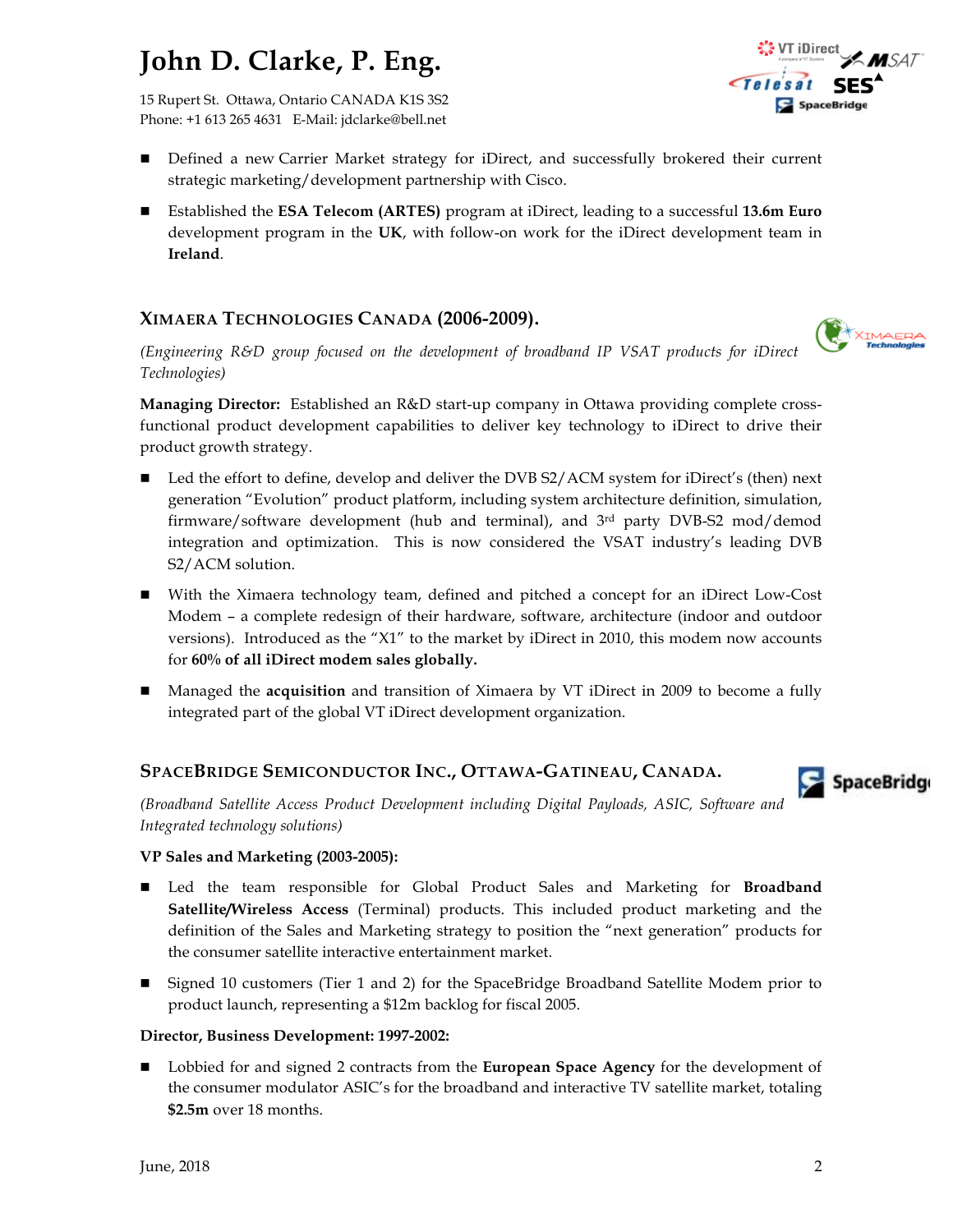# John D. Clarke, P. Eng.

15 Rupert St. Ottawa, Ontario CANADA K1S 3S2
Phone: +1 613 265 4631 E-Mail: jdclarke@bell.net

- Defined a new Carrier Market strategy for iDirect, and successfully brokered their current strategic marketing/development partnership with Cisco.
- Established the **ESA Telecom (ARTES)** program at iDirect, leading to a successful **13.6m Euro** development program in the **UK**, with follow-on work for the iDirect development team in **Ireland**.

## XIMAERA TECHNOLOGIES CANADA (2006-2009).

*(Engineering R&D group focused on the development of broadband IP VSAT products for iDirect Technologies)*

**Managing Director:** Established an R&D start-up company in Ottawa providing complete cross-functional product development capabilities to deliver key technology to iDirect to drive their product growth strategy.

- Led the effort to define, develop and deliver the DVB S2/ACM system for iDirect's (then) next generation "Evolution" product platform, including system architecture definition, simulation, firmware/software development (hub and terminal), and 3rd party DVB-S2 mod/demod integration and optimization. This is now considered the VSAT industry's leading DVB S2/ACM solution.
- With the Ximaera technology team, defined and pitched a concept for an iDirect Low-Cost Modem – a complete redesign of their hardware, software, architecture (indoor and outdoor versions). Introduced as the "X1" to the market by iDirect in 2010, this modem now accounts for **60% of all iDirect modem sales globally.**
- Managed the **acquisition** and transition of Ximaera by VT iDirect in 2009 to become a fully integrated part of the global VT iDirect development organization.

## SPACEBRIDGE SEMICONDUCTOR INC., OTTAWA-GATINEAU, CANADA.

*(Broadband Satellite Access Product Development including Digital Payloads, ASIC, Software and Integrated technology solutions)*

**VP Sales and Marketing (2003-2005):**

- Led the team responsible for Global Product Sales and Marketing for **Broadband Satellite/Wireless Access** (Terminal) products. This included product marketing and the definition of the Sales and Marketing strategy to position the "next generation" products for the consumer satellite interactive entertainment market.
- Signed 10 customers (Tier 1 and 2) for the SpaceBridge Broadband Satellite Modem prior to product launch, representing a $12m backlog for fiscal 2005.

**Director, Business Development: 1997-2002:**

- Lobbied for and signed 2 contracts from the **European Space Agency** for the development of the consumer modulator ASIC's for the broadband and interactive TV satellite market, totaling **$2.5m** over 18 months.

June, 2018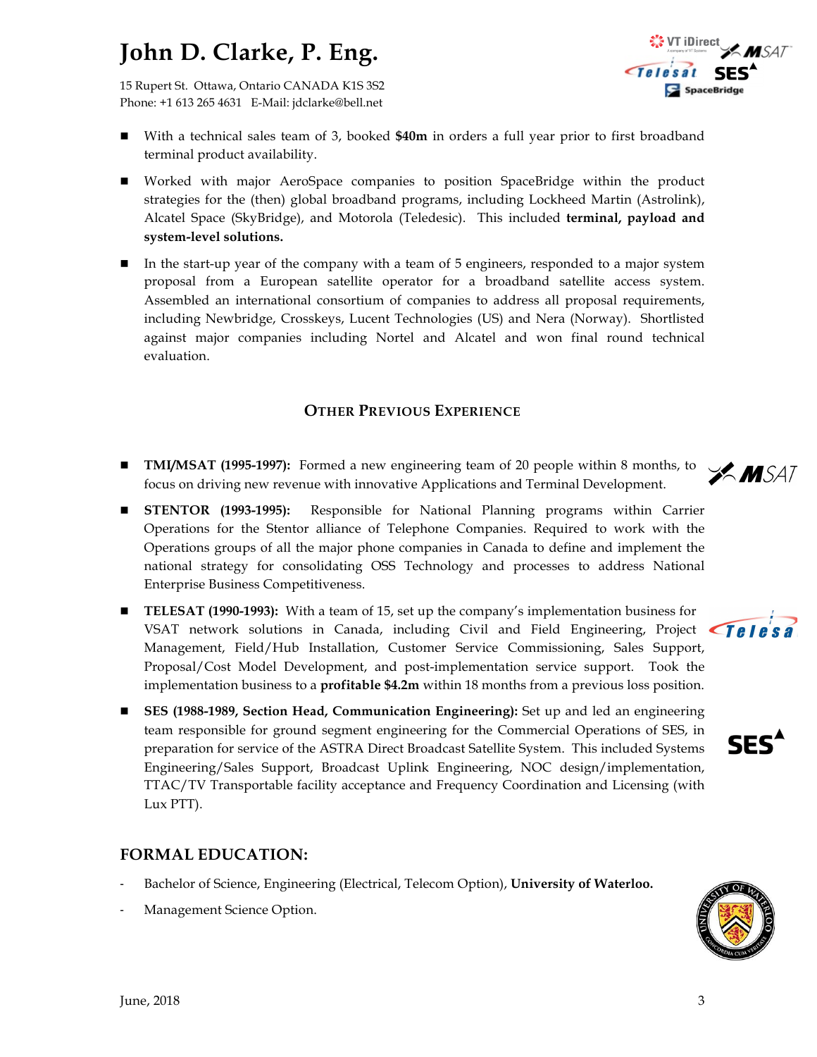- With a technical sales team of 3, booked **$40m** in orders a full year prior to first broadband terminal product availability.
- Worked with major AeroSpace companies to position SpaceBridge within the product strategies for the (then) global broadband programs, including Lockheed Martin (Astrolink), Alcatel Space (SkyBridge), and Motorola (Teledesic). This included **terminal, payload and system-level solutions.**
- In the start-up year of the company with a team of 5 engineers, responded to a major system proposal from a European satellite operator for a broadband satellite access system. Assembled an international consortium of companies to address all proposal requirements, including Newbridge, Crosskeys, Lucent Technologies (US) and Nera (Norway). Shortlisted against major companies including Nortel and Alcatel and won final round technical evaluation.

## Other Previous Experience

- **TMI/MSAT (1995-1997):** Formed a new engineering team of 20 people within 8 months, to focus on driving new revenue with innovative Applications and Terminal Development.
- **STENTOR (1993-1995):** Responsible for National Planning programs within Carrier Operations for the Stentor alliance of Telephone Companies. Required to work with the Operations groups of all the major phone companies in Canada to define and implement the national strategy for consolidating OSS Technology and processes to address National Enterprise Business Competitiveness.
- **TELESAT (1990-1993):** With a team of 15, set up the company's implementation business for VSAT network solutions in Canada, including Civil and Field Engineering, Project Management, Field/Hub Installation, Customer Service Commissioning, Sales Support, Proposal/Cost Model Development, and post-implementation service support. Took the implementation business to a **profitable $4.2m** within 18 months from a previous loss position.
- **SES (1988-1989, Section Head, Communication Engineering):** Set up and led an engineering team responsible for ground segment engineering for the Commercial Operations of SES, in preparation for service of the ASTRA Direct Broadcast Satellite System. This included Systems Engineering/Sales Support, Broadcast Uplink Engineering, NOC design/implementation, TTAC/TV Transportable facility acceptance and Frequency Coordination and Licensing (with Lux PTT).

## FORMAL EDUCATION:

- Bachelor of Science, Engineering (Electrical, Telecom Option), **University of Waterloo.**
- Management Science Option.

June, 2018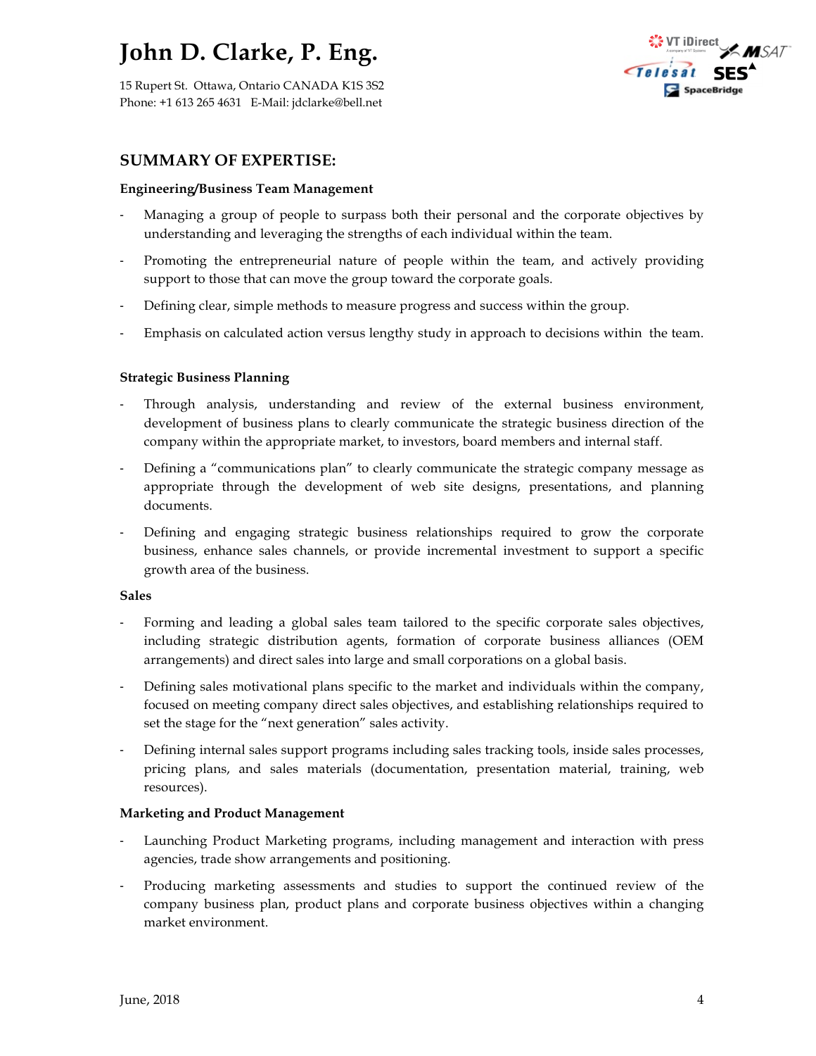# John D. Clarke, P. Eng.

15 Rupert St. Ottawa, Ontario CANADA K1S 3S2
Phone: +1 613 265 4631 E-Mail: jdclarke@bell.net

## SUMMARY OF EXPERTISE:

**Engineering/Business Team Management**

- Managing a group of people to surpass both their personal and the corporate objectives by understanding and leveraging the strengths of each individual within the team.
- Promoting the entrepreneurial nature of people within the team, and actively providing support to those that can move the group toward the corporate goals.
- Defining clear, simple methods to measure progress and success within the group.
- Emphasis on calculated action versus lengthy study in approach to decisions within the team.

**Strategic Business Planning**

- Through analysis, understanding and review of the external business environment, development of business plans to clearly communicate the strategic business direction of the company within the appropriate market, to investors, board members and internal staff.
- Defining a "communications plan" to clearly communicate the strategic company message as appropriate through the development of web site designs, presentations, and planning documents.
- Defining and engaging strategic business relationships required to grow the corporate business, enhance sales channels, or provide incremental investment to support a specific growth area of the business.

**Sales**

- Forming and leading a global sales team tailored to the specific corporate sales objectives, including strategic distribution agents, formation of corporate business alliances (OEM arrangements) and direct sales into large and small corporations on a global basis.
- Defining sales motivational plans specific to the market and individuals within the company, focused on meeting company direct sales objectives, and establishing relationships required to set the stage for the "next generation" sales activity.
- Defining internal sales support programs including sales tracking tools, inside sales processes, pricing plans, and sales materials (documentation, presentation material, training, web resources).

**Marketing and Product Management**

- Launching Product Marketing programs, including management and interaction with press agencies, trade show arrangements and positioning.
- Producing marketing assessments and studies to support the continued review of the company business plan, product plans and corporate business objectives within a changing market environment.

June, 2018